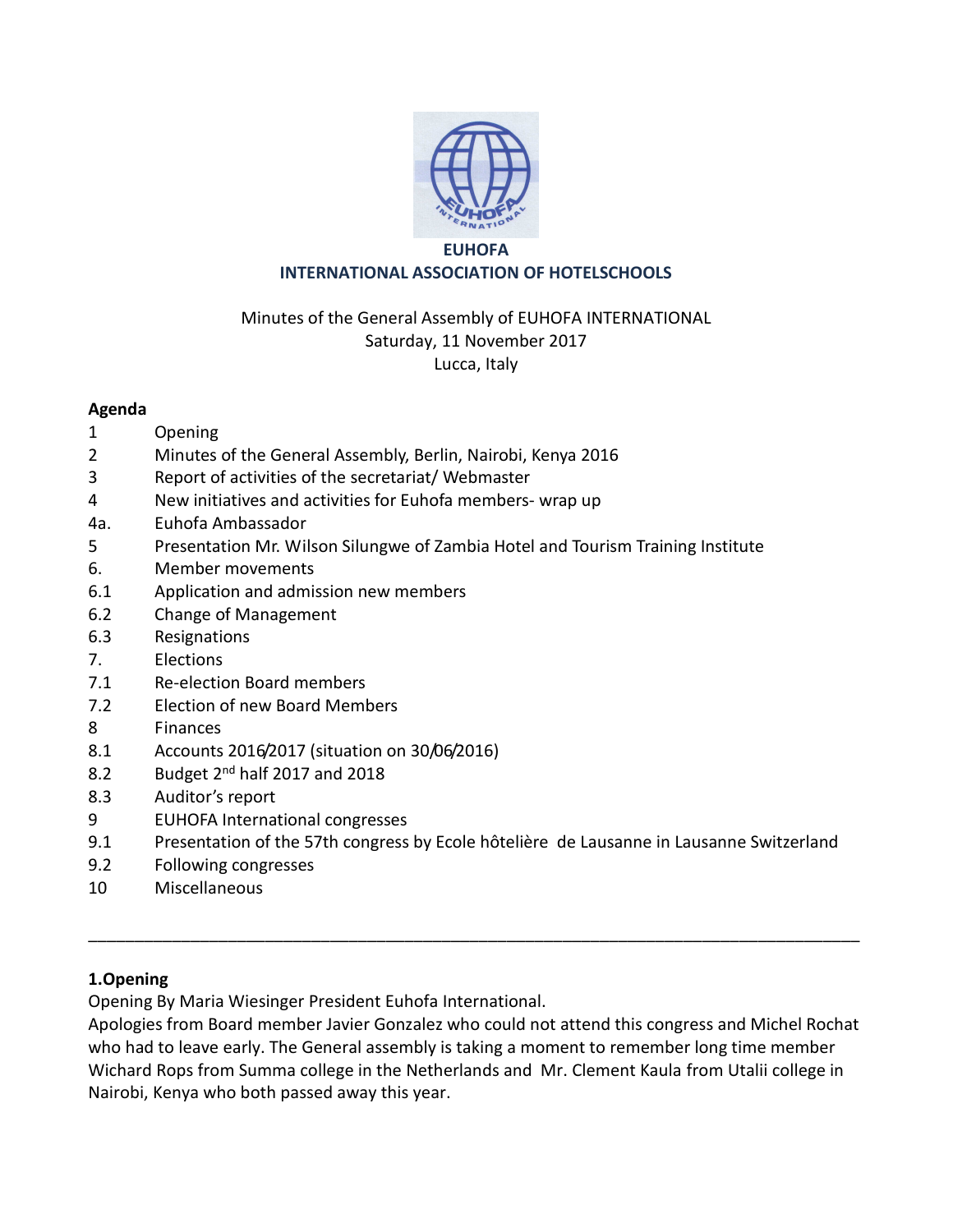**EUHOFA**

**INTERNATIONAL ASSOCIATION OF HOTELSCHOOLS**

Minutes of the General Assembly of EUHOFA INTERNATIONAL
Saturday, 11 November 2017
Lucca, Italy

**Agenda**

- 1 Opening
- 2 Minutes of the General Assembly, Berlin, Nairobi, Kenya 2016
- 3 Report of activities of the secretariat/ Webmaster
- 4 New initiatives and activities for Euhofa members- wrap up
- 4a. Euhofa Ambassador
- 5 Presentation Mr. Wilson Silungwe of Zambia Hotel and Tourism Training Institute
- 6. Member movements
- 6.1 Application and admission new members
- 6.2 Change of Management
- 6.3 Resignations
- 7. Elections
- 7.1 Re-election Board members
- 7.2 Election of new Board Members
- 8 Finances
- 8.1 Accounts 2016/2017 (situation on 30/06/2016)
- 8.2 Budget 2nd half 2017 and 2018
- 8.3 Auditor's report
- 9 EUHOFA International congresses
- 9.1 Presentation of the 57th congress by Ecole hôtelière de Lausanne in Lausanne Switzerland
- 9.2 Following congresses
- 10 Miscellaneous

---

**1.Opening**

Opening By Maria Wiesinger President Euhofa International.

Apologies from Board member Javier Gonzalez who could not attend this congress and Michel Rochat who had to leave early. The General assembly is taking a moment to remember long time member Wichard Rops from Summa college in the Netherlands and Mr. Clement Kaula from Utalii college in Nairobi, Kenya who both passed away this year.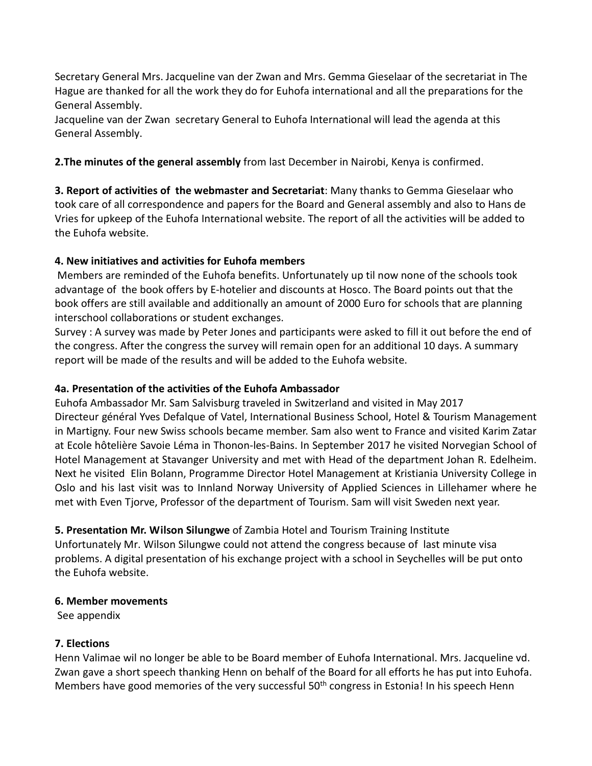Secretary General Mrs. Jacqueline van der Zwan and Mrs. Gemma Gieselaar of the secretariat in The Hague are thanked for all the work they do for Euhofa international and all the preparations for the General Assembly.
Jacqueline van der Zwan secretary General to Euhofa International will lead the agenda at this General Assembly.

**2.The minutes of the general assembly** from last December in Nairobi, Kenya is confirmed.

**3. Report of activities of the webmaster and Secretariat**: Many thanks to Gemma Gieselaar who took care of all correspondence and papers for the Board and General assembly and also to Hans de Vries for upkeep of the Euhofa International website. The report of all the activities will be added to the Euhofa website.

**4. New initiatives and activities for Euhofa members**

Members are reminded of the Euhofa benefits. Unfortunately up til now none of the schools took advantage of the book offers by E-hotelier and discounts at Hosco. The Board points out that the book offers are still available and additionally an amount of 2000 Euro for schools that are planning interschool collaborations or student exchanges.
Survey : A survey was made by Peter Jones and participants were asked to fill it out before the end of the congress. After the congress the survey will remain open for an additional 10 days. A summary report will be made of the results and will be added to the Euhofa website.

**4a. Presentation of the activities of the Euhofa Ambassador**

Euhofa Ambassador Mr. Sam Salvisburg traveled in Switzerland and visited in May 2017 Directeur général Yves Defalque of Vatel, International Business School, Hotel & Tourism Management in Martigny. Four new Swiss schools became member. Sam also went to France and visited Karim Zatar at Ecole hôtelière Savoie Léma in Thonon-les-Bains. In September 2017 he visited Norvegian School of Hotel Management at Stavanger University and met with Head of the department Johan R. Edelheim. Next he visited Elin Bolann, Programme Director Hotel Management at Kristiania University College in Oslo and his last visit was to Innland Norway University of Applied Sciences in Lillehamer where he met with Even Tjorve, Professor of the department of Tourism. Sam will visit Sweden next year.

**5. Presentation Mr. Wilson Silungwe** of Zambia Hotel and Tourism Training Institute
Unfortunately Mr. Wilson Silungwe could not attend the congress because of last minute visa problems. A digital presentation of his exchange project with a school in Seychelles will be put onto the Euhofa website.

**6. Member movements**

See appendix

**7. Elections**

Henn Valimae wil no longer be able to be Board member of Euhofa International. Mrs. Jacqueline vd. Zwan gave a short speech thanking Henn on behalf of the Board for all efforts he has put into Euhofa. Members have good memories of the very successful 50th congress in Estonia! In his speech Henn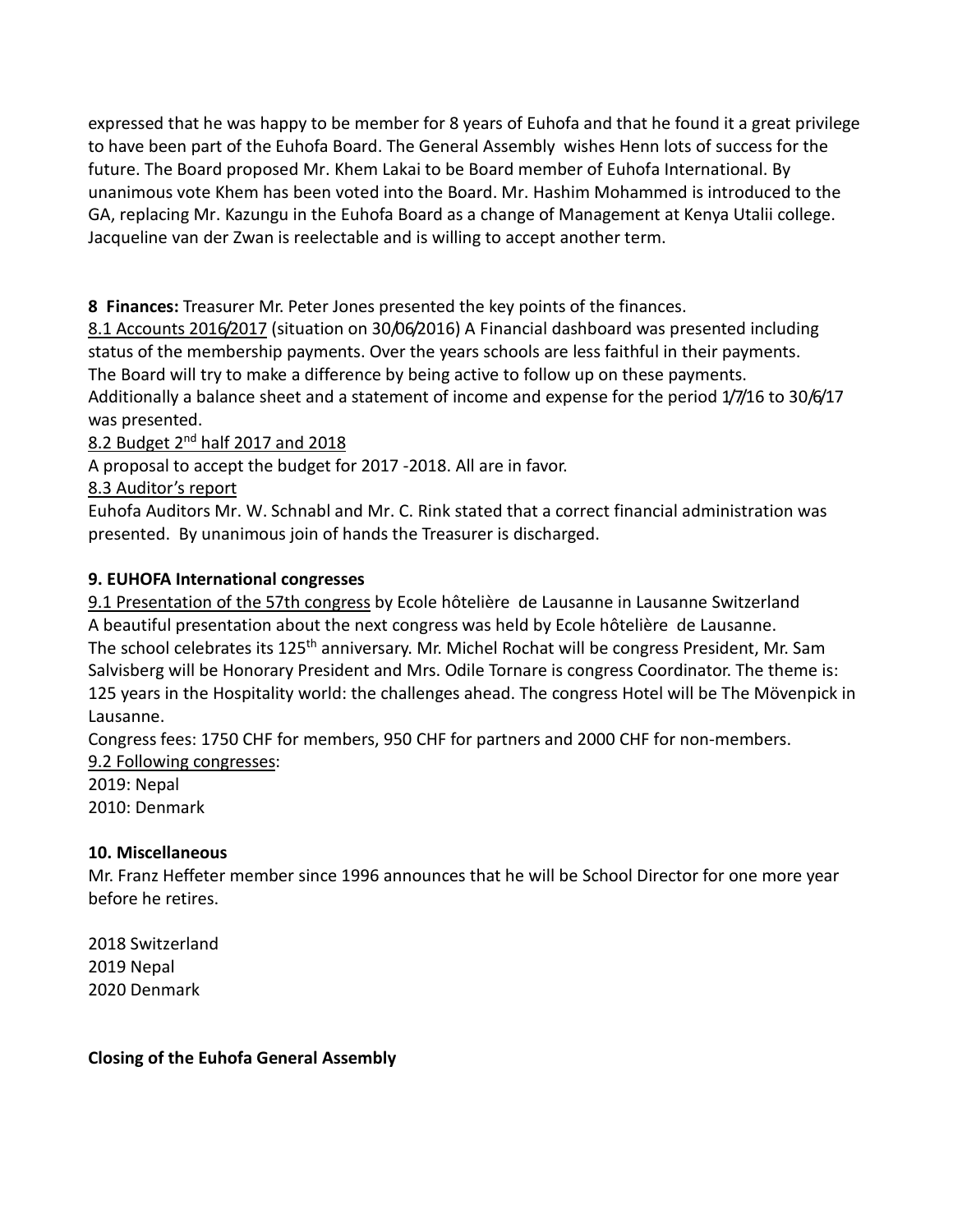expressed that he was happy to be member for 8 years of Euhofa and that he found it a great privilege to have been part of the Euhofa Board. The General Assembly wishes Henn lots of success for the future. The Board proposed Mr. Khem Lakai to be Board member of Euhofa International. By unanimous vote Khem has been voted into the Board. Mr. Hashim Mohammed is introduced to the GA, replacing Mr. Kazungu in the Euhofa Board as a change of Management at Kenya Utalii college. Jacqueline van der Zwan is reelectable and is willing to accept another term.

**8 Finances:** Treasurer Mr. Peter Jones presented the key points of the finances.

<u>8.1 Accounts 2016/2017</u> (situation on 30/06/2016) A Financial dashboard was presented including status of the membership payments. Over the years schools are less faithful in their payments. The Board will try to make a difference by being active to follow up on these payments. Additionally a balance sheet and a statement of income and expense for the period 1/7/16 to 30/6/17 was presented.

<u>8.2 Budget 2nd half 2017 and 2018</u>

A proposal to accept the budget for 2017 -2018. All are in favor.

<u>8.3 Auditor's report</u>

Euhofa Auditors Mr. W. Schnabl and Mr. C. Rink stated that a correct financial administration was presented. By unanimous join of hands the Treasurer is discharged.

**9. EUHOFA International congresses**

<u>9.1 Presentation of the 57th congress</u> by Ecole hôtelière de Lausanne in Lausanne Switzerland

A beautiful presentation about the next congress was held by Ecole hôtelière de Lausanne. The school celebrates its 125th anniversary. Mr. Michel Rochat will be congress President, Mr. Sam Salvisberg will be Honorary President and Mrs. Odile Tornare is congress Coordinator. The theme is: 125 years in the Hospitality world: the challenges ahead. The congress Hotel will be The Mövenpick in Lausanne.

Congress fees: 1750 CHF for members, 950 CHF for partners and 2000 CHF for non-members.

<u>9.2 Following congresses</u>:

2019: Nepal

2010: Denmark

**10. Miscellaneous**

Mr. Franz Heffeter member since 1996 announces that he will be School Director for one more year before he retires.

2018 Switzerland

2019 Nepal

2020 Denmark

**Closing of the Euhofa General Assembly**